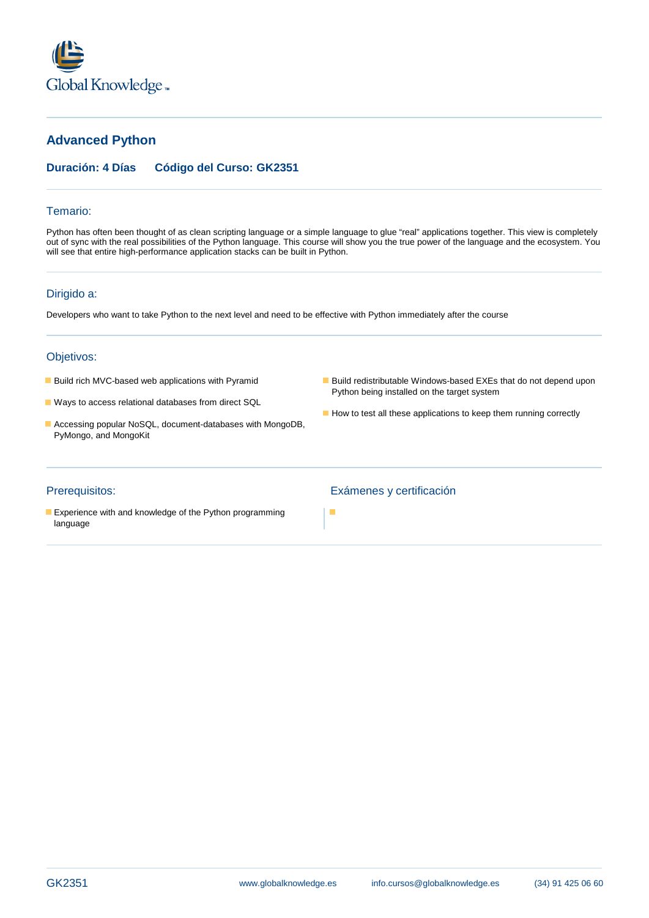# Advanced Python

**Duración: 4 Días    Código del Curso: GK2351**

## Temario:

Python has often been thought of as clean scripting language or a simple language to glue "real" applications together. This view is completely out of sync with the real possibilities of the Python language. This course will show you the true power of the language and the ecosystem. You will see that entire high-performance application stacks can be built in Python.

## Dirigido a:

Developers who want to take Python to the next level and need to be effective with Python immediately after the course

## Objetivos:

- Build rich MVC-based web applications with Pyramid
- Ways to access relational databases from direct SQL
- Accessing popular NoSQL, document-databases with MongoDB, PyMongo, and MongoKit
- Build redistributable Windows-based EXEs that do not depend upon Python being installed on the target system
- How to test all these applications to keep them running correctly

## Prerequisitos:

- Experience with and knowledge of the Python programming language

## Exámenes y certificación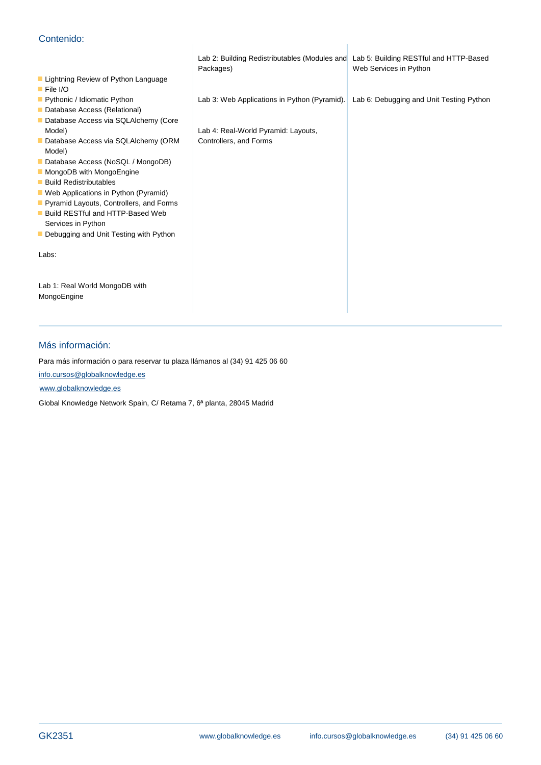## Contenido:

- Lightning Review of Python Language
- File I/O
- Pythonic / Idiomatic Python
- Database Access (Relational)
- Database Access via SQLAlchemy (Core Model)
- Database Access via SQLAlchemy (ORM Model)
- Database Access (NoSQL / MongoDB)
- MongoDB with MongoEngine
- Build Redistributables
- Web Applications in Python (Pyramid)
- Pyramid Layouts, Controllers, and Forms
- Build RESTful and HTTP-Based Web Services in Python
- Debugging and Unit Testing with Python

Labs:

Lab 1: Real World MongoDB with MongoEngine

Lab 2: Building Redistributables (Modules and Packages)

Lab 3: Web Applications in Python (Pyramid).

Lab 4: Real-World Pyramid: Layouts, Controllers, and Forms

Lab 5: Building RESTful and HTTP-Based Web Services in Python

Lab 6: Debugging and Unit Testing Python

## Más información:

Para más información o para reservar tu plaza llámanos al (34) 91 425 06 60

info.cursos@globalknowledge.es

www.globalknowledge.es

Global Knowledge Network Spain, C/ Retama 7, 6ª planta, 28045 Madrid